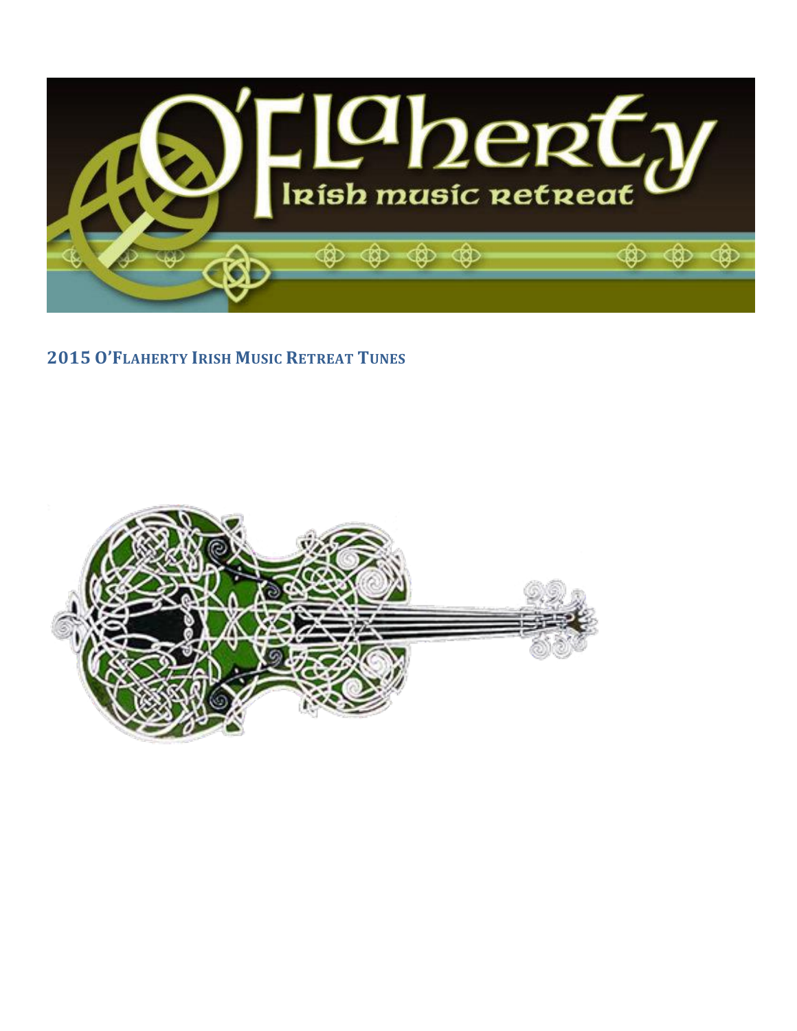## 2015 O'Flaherty Irish Music Retreat Tunes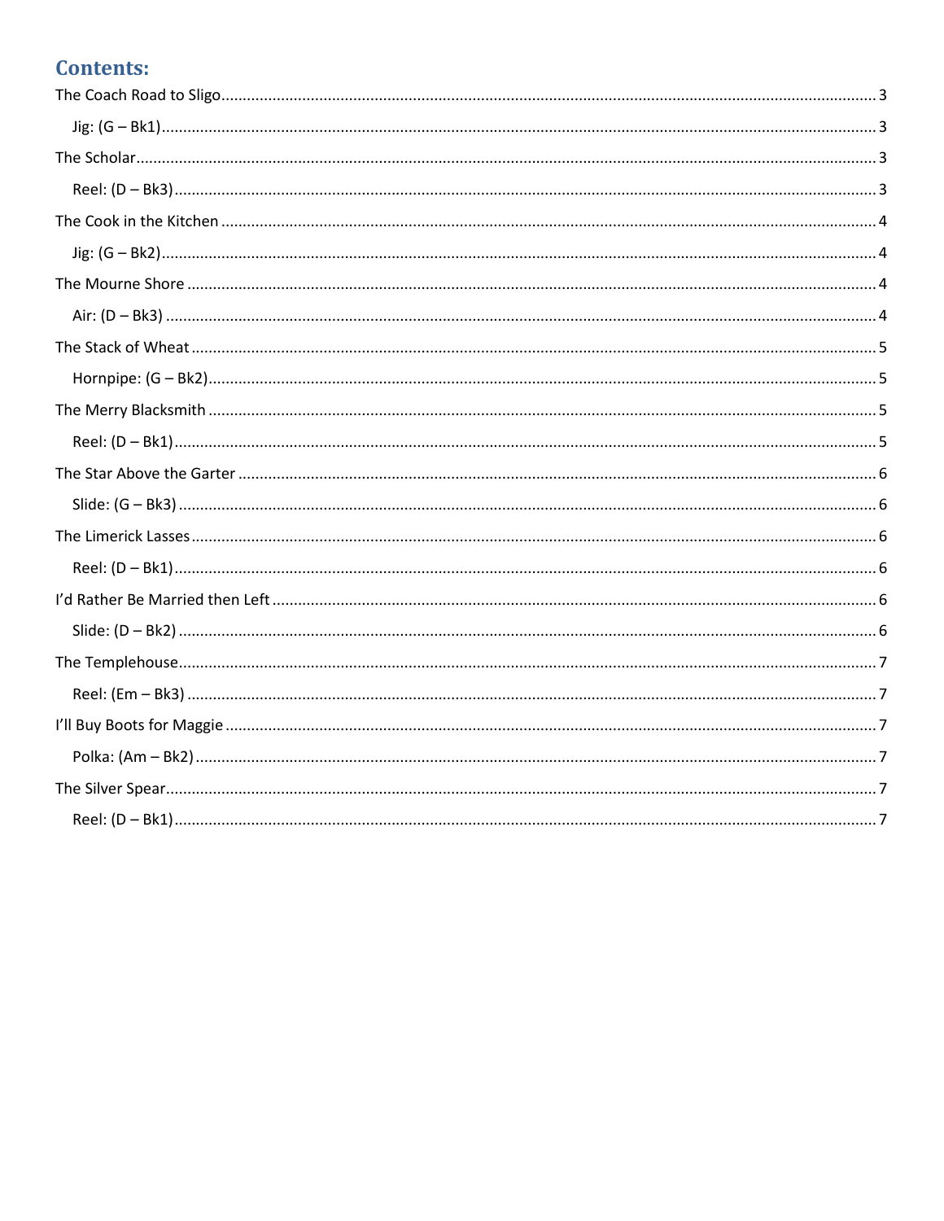## Contents:

The Coach Road to Sligo ........ 3

- Jig: (G – Bk1) ........ 3

The Scholar ........ 3

- Reel: (D – Bk3) ........ 3

The Cook in the Kitchen ........ 4

- Jig: (G – Bk2) ........ 4

The Mourne Shore ........ 4

- Air: (D – Bk3) ........ 4

The Stack of Wheat ........ 5

- Hornpipe: (G – Bk2) ........ 5

The Merry Blacksmith ........ 5

- Reel: (D – Bk1) ........ 5

The Star Above the Garter ........ 6

- Slide: (G – Bk3) ........ 6

The Limerick Lasses ........ 6

- Reel: (D – Bk1) ........ 6

I'd Rather Be Married then Left ........ 6

- Slide: (D – Bk2) ........ 6

The Templehouse ........ 7

- Reel: (Em – Bk3) ........ 7

I'll Buy Boots for Maggie ........ 7

- Polka: (Am – Bk2) ........ 7

The Silver Spear ........ 7

- Reel: (D – Bk1) ........ 7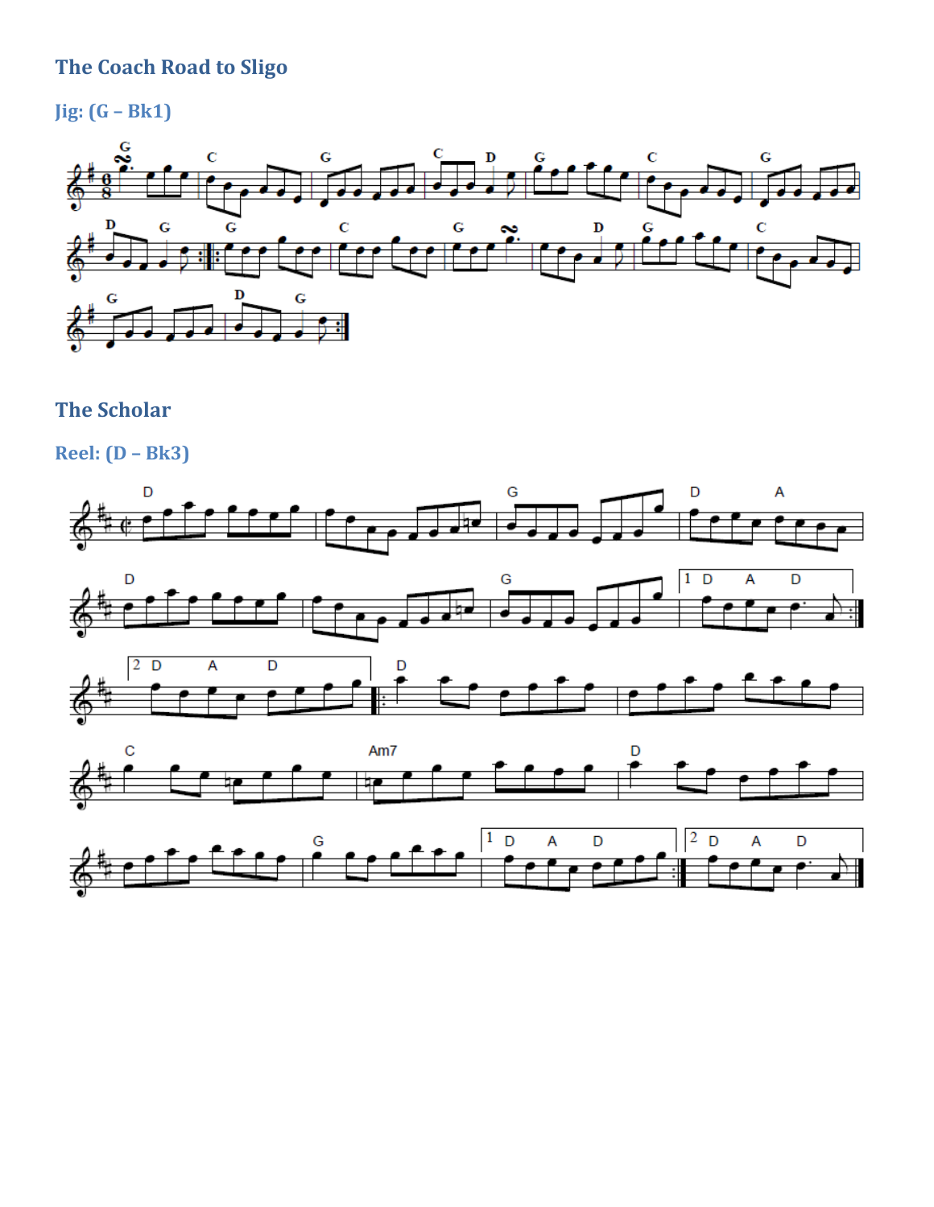## The Coach Road to Sligo

### Jig: (G – Bk1)

## The Scholar

### Reel: (D – Bk3)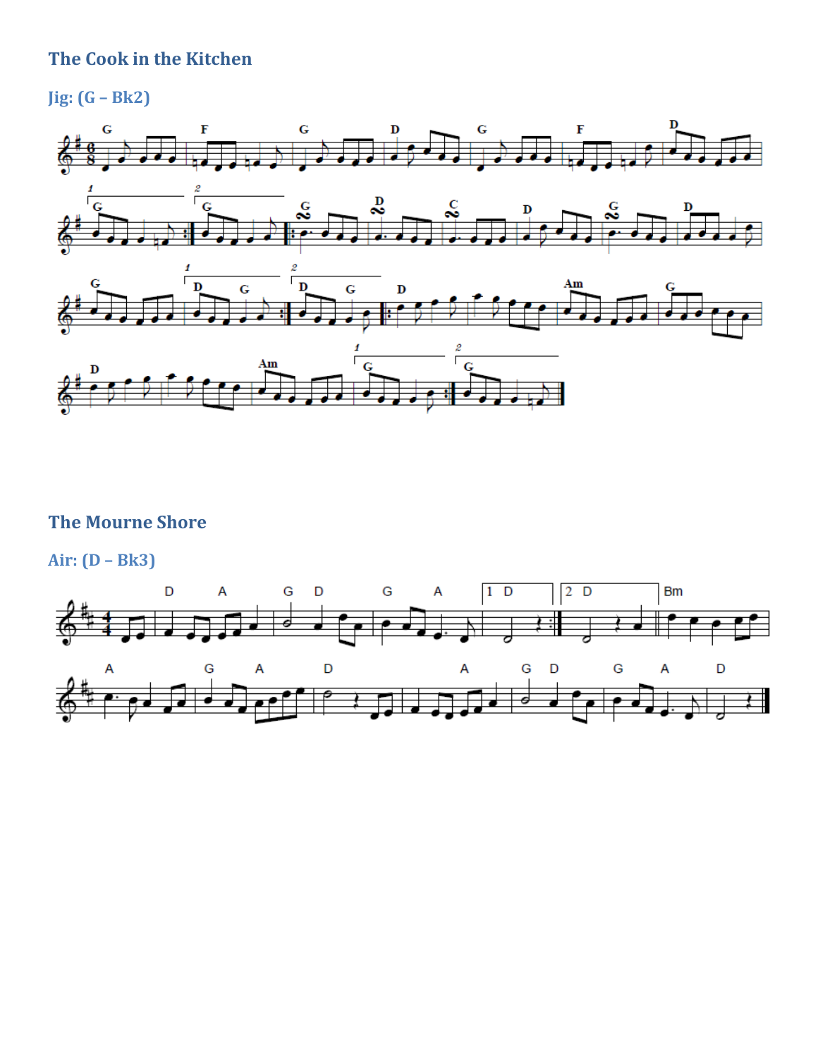## The Cook in the Kitchen

### Jig: (G – Bk2)

## The Mourne Shore

### Air: (D – Bk3)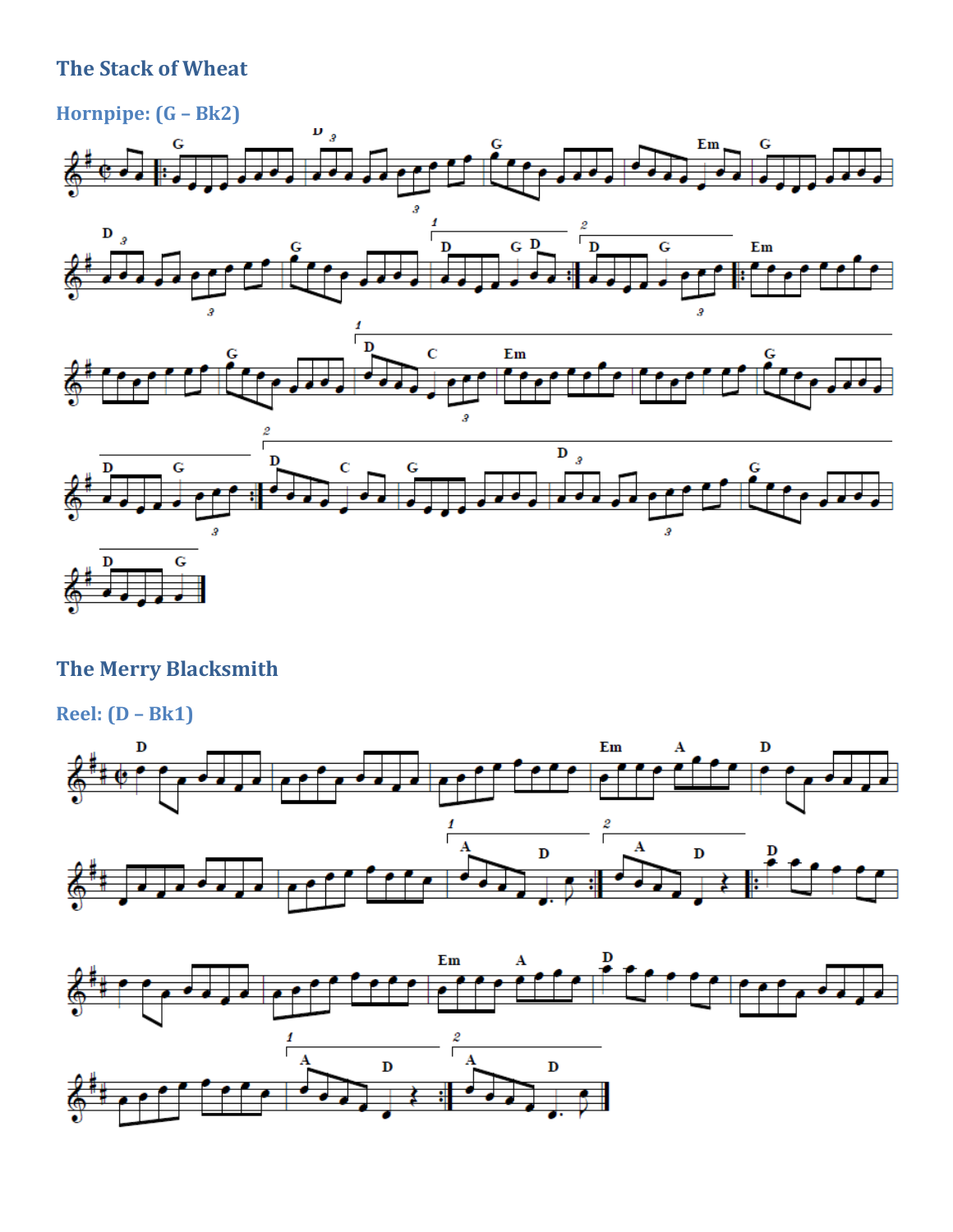## The Stack of Wheat

### Hornpipe: (G – Bk2)

## The Merry Blacksmith

### Reel: (D – Bk1)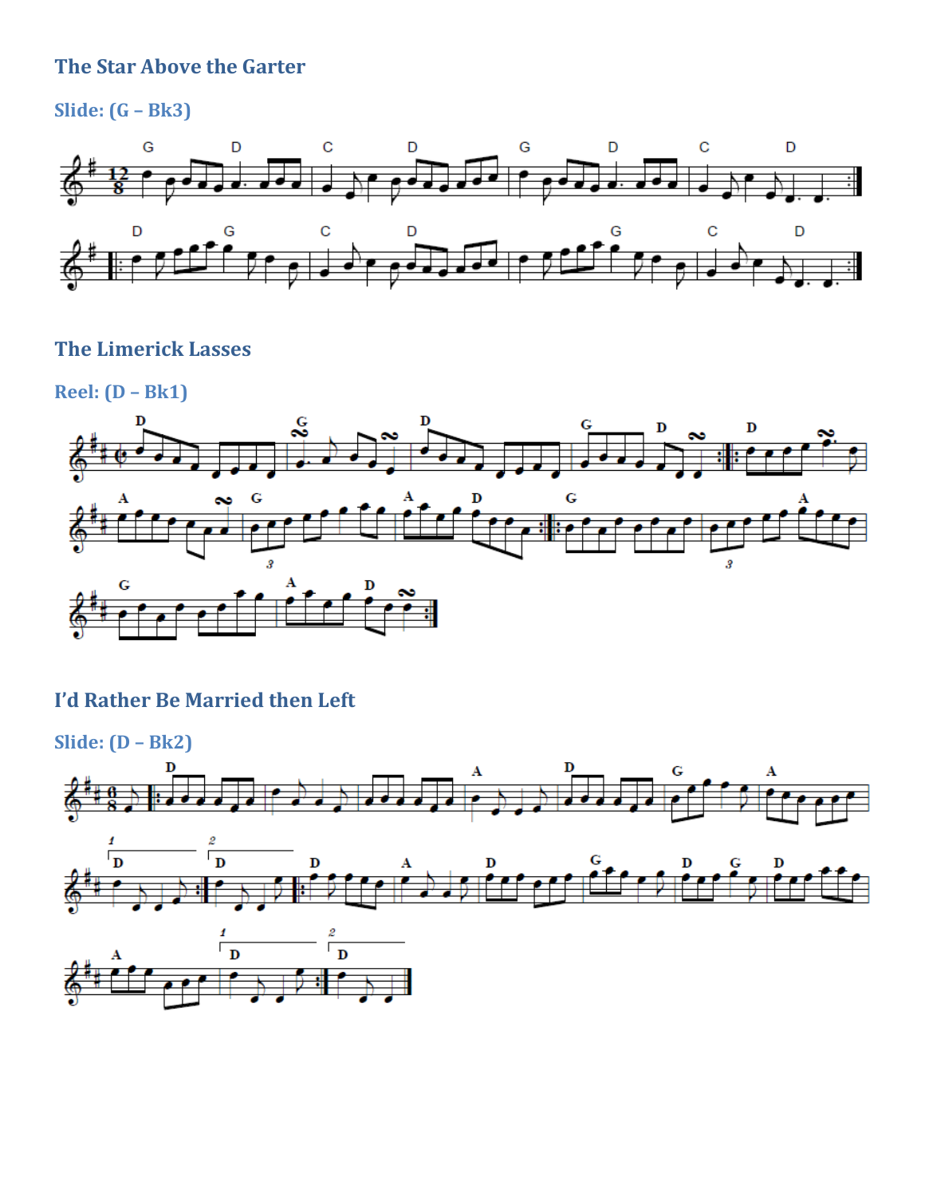## The Star Above the Garter

### Slide: (G – Bk3)

## The Limerick Lasses

### Reel: (D – Bk1)

## I'd Rather Be Married then Left

### Slide: (D – Bk2)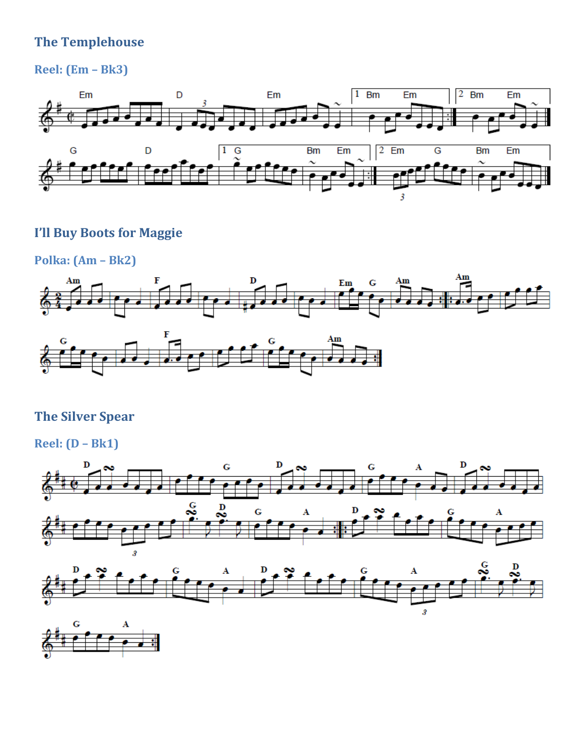## The Templehouse

### Reel: (Em – Bk3)

## I'll Buy Boots for Maggie

### Polka: (Am – Bk2)

## The Silver Spear

### Reel: (D – Bk1)